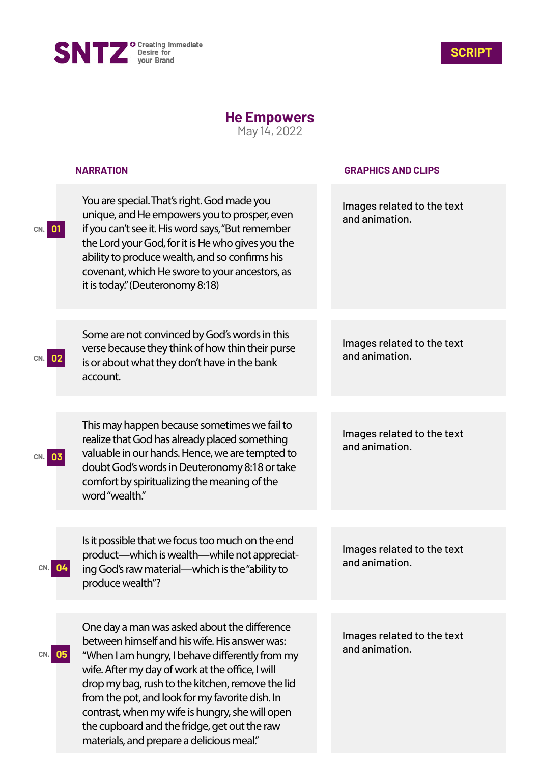SNTZ Creating Immediate Desire for your Brand

**SCRIPT**

# He Empowers

May 14, 2022

| CN. | NARRATION | GRAPHICS AND CLIPS |
|---|---|---|
| 01 | You are special. That's right. God made you unique, and He empowers you to prosper, even if you can't see it. His word says, "But remember the Lord your God, for it is He who gives you the ability to produce wealth, and so confirms his covenant, which He swore to your ancestors, as it is today." (Deuteronomy 8:18) | Images related to the text and animation. |
| 02 | Some are not convinced by God's words in this verse because they think of how thin their purse is or about what they don't have in the bank account. | Images related to the text and animation. |
| 03 | This may happen because sometimes we fail to realize that God has already placed something valuable in our hands. Hence, we are tempted to doubt God's words in Deuteronomy 8:18 or take comfort by spiritualizing the meaning of the word "wealth." | Images related to the text and animation. |
| 04 | Is it possible that we focus too much on the end product—which is wealth—while not appreciating God's raw material—which is the "ability to produce wealth"? | Images related to the text and animation. |
| 05 | One day a man was asked about the difference between himself and his wife. His answer was: "When I am hungry, I behave differently from my wife. After my day of work at the office, I will drop my bag, rush to the kitchen, remove the lid from the pot, and look for my favorite dish. In contrast, when my wife is hungry, she will open the cupboard and the fridge, get out the raw materials, and prepare a delicious meal." | Images related to the text and animation. |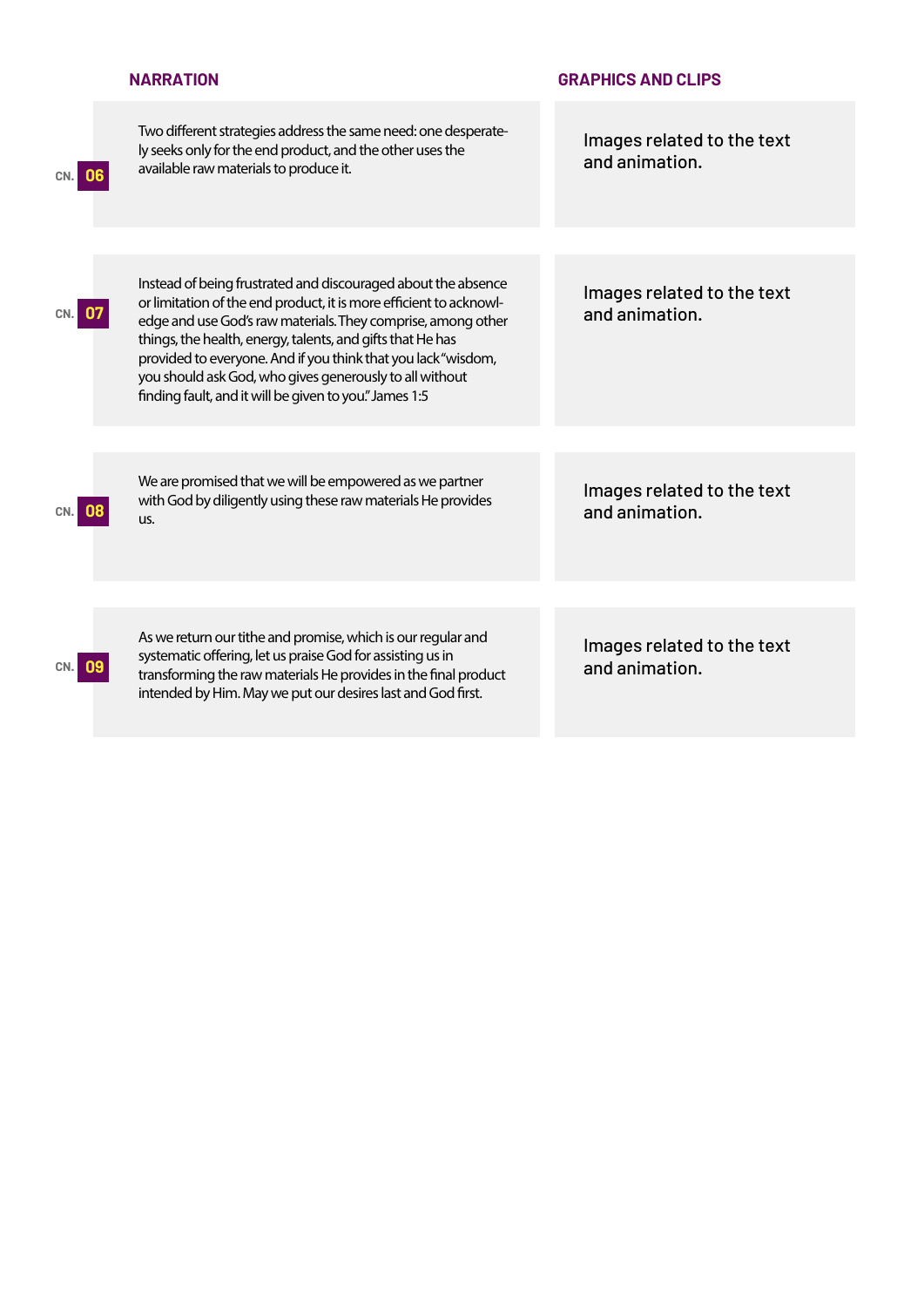| | NARRATION | GRAPHICS AND CLIPS |
|---|---|---|
| CN. 06 | Two different strategies address the same need: one desperately seeks only for the end product, and the other uses the available raw materials to produce it. | Images related to the text and animation. |
| CN. 07 | Instead of being frustrated and discouraged about the absence or limitation of the end product, it is more efficient to acknowledge and use God's raw materials. They comprise, among other things, the health, energy, talents, and gifts that He has provided to everyone. And if you think that you lack "wisdom, you should ask God, who gives generously to all without finding fault, and it will be given to you." James 1:5 | Images related to the text and animation. |
| CN. 08 | We are promised that we will be empowered as we partner with God by diligently using these raw materials He provides us. | Images related to the text and animation. |
| CN. 09 | As we return our tithe and promise, which is our regular and systematic offering, let us praise God for assisting us in transforming the raw materials He provides in the final product intended by Him. May we put our desires last and God first. | Images related to the text and animation. |